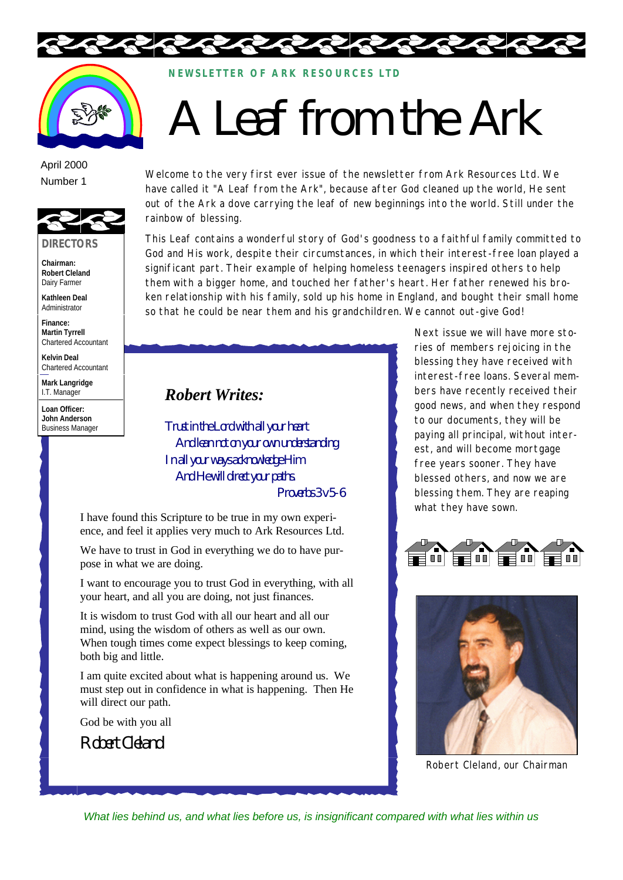NEWSLETTER OF ARK RESOURCES LTD

# A Leaf from the Ark

April 2000
Number 1

**DIRECTORS**

**Chairman:**
**Robert Cleland**
Dairy Farmer

**Kathleen Deal**
Administrator

**Finance:**
**Martin Tyrrell**
Chartered Accountant

**Kelvin Deal**
Chartered Accountant

**Mark Langridge**
I.T. Manager

**Loan Officer:**
**John Anderson**
Business Manager

Welcome to the very first ever issue of the newsletter from Ark Resources Ltd. We have called it "A Leaf from the Ark", because after God cleaned up the world, He sent out of the Ark a dove carrying the leaf of new beginnings into the world. Still under the rainbow of blessing.

This Leaf contains a wonderful story of God's goodness to a faithful family committed to God and His work, despite their circumstances, in which their interest-free loan played a significant part. Their example of helping homeless teenagers inspired others to help them with a bigger home, and touched her father's heart. Her father renewed his broken relationship with his family, sold up his home in England, and bought their small home so that he could be near them and his grandchildren. We cannot out-give God!

Next issue we will have more stories of members rejoicing in the blessing they have received with interest-free loans. Several members have recently received their good news, and when they respond to our documents, they will be paying all principal, without interest, and will become mortgage free years sooner. They have blessed others, and now we are blessing them. They are reaping what they have sown.

## *Robert Writes:*

*Trust in the Lord with all your heart*
*And lean not on your own understanding*
*In all your ways acknowledge Him*
*And He will direct your paths*
*Proverbs 3 v 5-6*

I have found this Scripture to be true in my own experience, and feel it applies very much to Ark Resources Ltd.

We have to trust in God in everything we do to have purpose in what we are doing.

I want to encourage you to trust God in everything, with all your heart, and all you are doing, not just finances.

It is wisdom to trust God with all our heart and all our mind, using the wisdom of others as well as our own. When tough times come expect blessings to keep coming, both big and little.

I am quite excited about what is happening around us. We must step out in confidence in what is happening. Then He will direct our path.

God be with you all

*Robert Cleland*

Robert Cleland, our Chairman

*What lies behind us, and what lies before us, is insignificant compared with what lies within us*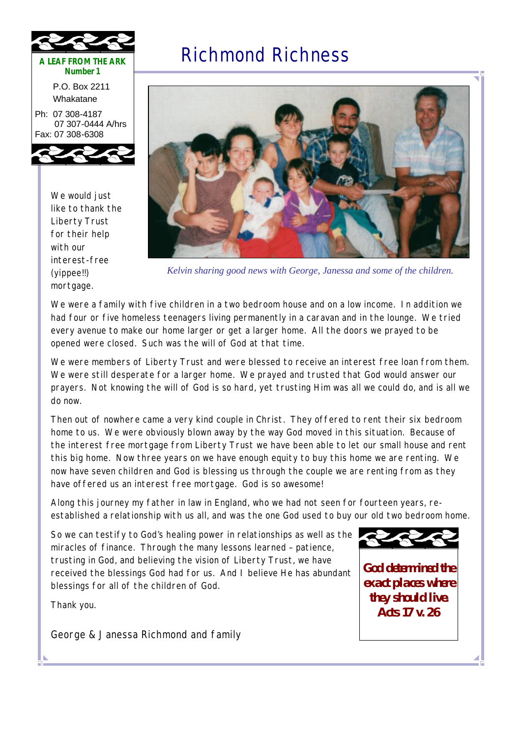**A LEAF FROM THE ARK**
**Number 1**

P.O. Box 2211
Whakatane

Ph: 07 308-4187
07 307-0444 A/hrs
Fax: 07 308-6308

# Richmond Richness

We would just like to thank the Liberty Trust for their help with our interest-free (yippee!!) mortgage.

*Kelvin sharing good news with George, Janessa and some of the children.*

We were a family with five children in a two bedroom house and on a low income. In addition we had four or five homeless teenagers living permanently in a caravan and in the lounge. We tried every avenue to make our home larger or get a larger home. All the doors we prayed to be opened were closed. Such was the will of God at that time.

We were members of Liberty Trust and were blessed to receive an interest free loan from them. We were still desperate for a larger home. We prayed and trusted that God would answer our prayers. Not knowing the will of God is so hard, yet trusting Him was all we could do, and is all we do now.

Then out of nowhere came a very kind couple in Christ. They offered to rent their six bedroom home to us. We were obviously blown away by the way God moved in this situation. Because of the interest free mortgage from Liberty Trust we have been able to let our small house and rent this big home. Now three years on we have enough equity to buy this home we are renting. We now have seven children and God is blessing us through the couple we are renting from as they have offered us an interest free mortgage. God is so awesome!

Along this journey my father in law in England, who we had not seen for fourteen years, re-established a relationship with us all, and was the one God used to buy our old two bedroom home.

So we can testify to God's healing power in relationships as well as the miracles of finance. Through the many lessons learned – patience, trusting in God, and believing the vision of Liberty Trust, we have received the blessings God had for us. And I believe He has abundant blessings for all of the children of God.

Thank you.

George & Janessa Richmond and family

**God determined the exact places where they should live.**
**Acts 17 v. 26**